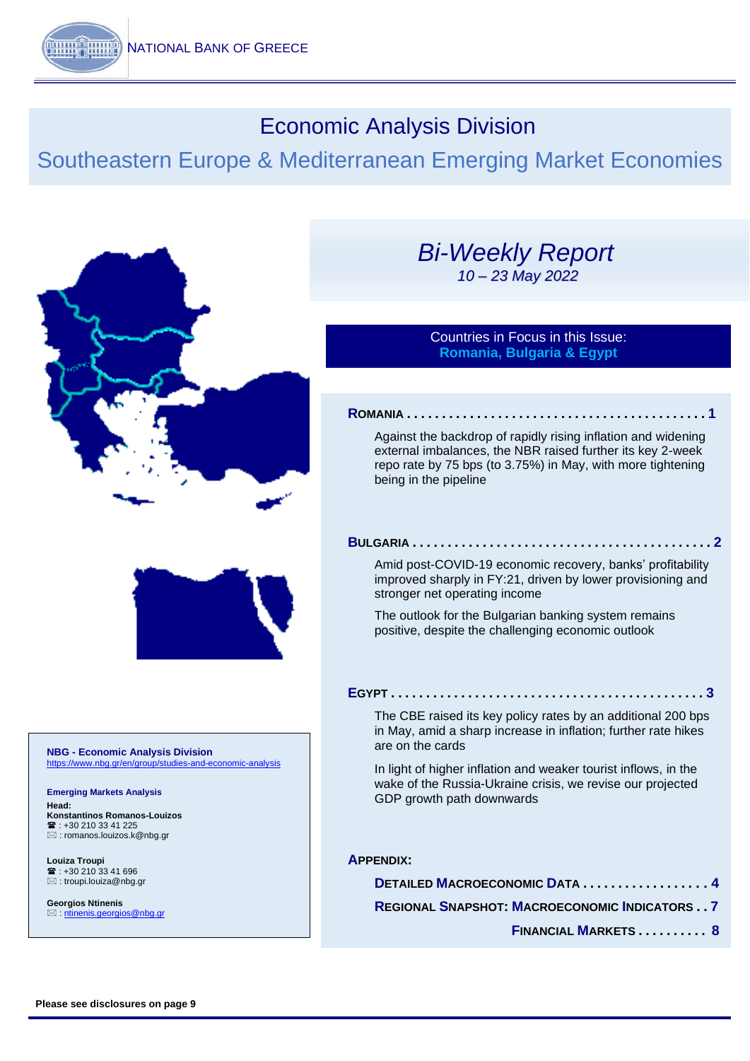NATIONAL BANK OF GREECE

# Economic Analysis Division

## Southeastern Europe & Mediterranean Emerging Market Economies

# *Bi-Weekly Report*

*10 – 23 May 2022*

Countries in Focus in this Issue:
**Romania, Bulgaria & Egypt**

**ROMANIA . . . . . . . . . . . . . . . . . . . . . . . . . . . . . . . . . . . . . . . . . . 1**

Against the backdrop of rapidly rising inflation and widening external imbalances, the NBR raised further its key 2-week repo rate by 75 bps (to 3.75%) in May, with more tightening being in the pipeline

**BULGARIA . . . . . . . . . . . . . . . . . . . . . . . . . . . . . . . . . . . . . . . . . 2**

Amid post-COVID-19 economic recovery, banks' profitability improved sharply in FY:21, driven by lower provisioning and stronger net operating income

The outlook for the Bulgarian banking system remains positive, despite the challenging economic outlook

**EGYPT . . . . . . . . . . . . . . . . . . . . . . . . . . . . . . . . . . . . . . . . . . . 3**

The CBE raised its key policy rates by an additional 200 bps in May, amid a sharp increase in inflation; further rate hikes are on the cards

In light of higher inflation and weaker tourist inflows, in the wake of the Russia-Ukraine crisis, we revise our projected GDP growth path downwards

**APPENDIX:**

**DETAILED MACROECONOMIC DATA . . . . . . . . . . . . . . . . . . 4**

**REGIONAL SNAPSHOT: MACROECONOMIC INDICATORS . . 7**

**FINANCIAL MARKETS . . . . . . . . . . 8**

**NBG - Economic Analysis Division**
https://www.nbg.gr/en/group/studies-and-economic-analysis

**Emerging Markets Analysis**

**Head:**
**Konstantinos Romanos-Louizos**
☎ : +30 210 33 41 225
✉ : romanos.louizos.k@nbg.gr

**Louiza Troupi**
☎ : +30 210 33 41 696
✉ : troupi.louiza@nbg.gr

**Georgios Ntinenis**
✉ : ntinenis.georgios@nbg.gr

**Please see disclosures on page 9**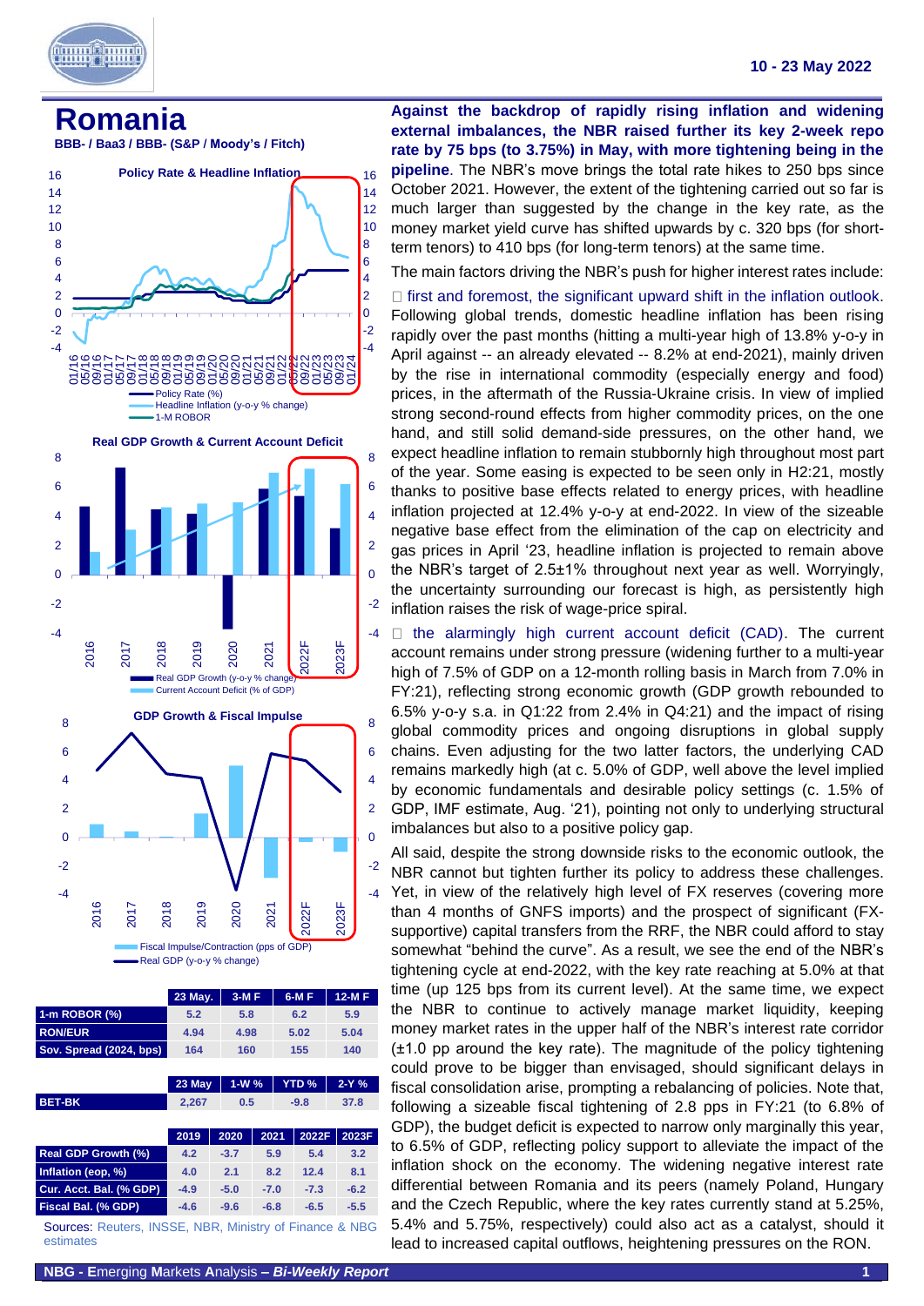10 - 23 May 2022

# Romania

**BBB- / Baa3 / BBB- (S&P / Moody's / Fitch)**

Policy Rate & Headline Inflation

Real GDP Growth & Current Account Deficit

GDP Growth & Fiscal Impulse

| | 23 May. | 3-M F | 6-M F | 12-M F |
|---|---|---|---|---|
| **1-m ROBOR (%)** | 5.2 | 5.8 | 6.2 | 5.9 |
| **RON/EUR** | 4.94 | 4.98 | 5.02 | 5.04 |
| **Sov. Spread (2024, bps)** | 164 | 160 | 155 | 140 |

| | 23 May | 1-W % | YTD % | 2-Y % |
|---|---|---|---|---|
| **BET-BK** | 2,267 | 0.5 | -9.8 | 37.8 |

| | 2019 | 2020 | 2021 | 2022F | 2023F |
|---|---|---|---|---|---|
| **Real GDP Growth (%)** | 4.2 | -3.7 | 5.9 | 5.4 | 3.2 |
| **Inflation (eop, %)** | 4.0 | 2.1 | 8.2 | 12.4 | 8.1 |
| **Cur. Acct. Bal. (% GDP)** | -4.9 | -5.0 | -7.0 | -7.3 | -6.2 |
| **Fiscal Bal. (% GDP)** | -4.6 | -9.6 | -6.8 | -6.5 | -5.5 |

Sources: Reuters, INSSE, NBR, Ministry of Finance & NBG estimates

**Against the backdrop of rapidly rising inflation and widening external imbalances, the NBR raised further its key 2-week repo rate by 75 bps (to 3.75%) in May, with more tightening being in the pipeline**. The NBR's move brings the total rate hikes to 250 bps since October 2021. However, the extent of the tightening carried out so far is much larger than suggested by the change in the key rate, as the money market yield curve has shifted upwards by c. 320 bps (for short-term tenors) to 410 bps (for long-term tenors) at the same time.

The main factors driving the NBR's push for higher interest rates include:

- first and foremost, the significant upward shift in the inflation outlook. Following global trends, domestic headline inflation has been rising rapidly over the past months (hitting a multi-year high of 13.8% y-o-y in April against -- an already elevated -- 8.2% at end-2021), mainly driven by the rise in international commodity (especially energy and food) prices, in the aftermath of the Russia-Ukraine crisis. In view of implied strong second-round effects from higher commodity prices, on the one hand, and still solid demand-side pressures, on the other hand, we expect headline inflation to remain stubbornly high throughout most part of the year. Some easing is expected to be seen only in H2:21, mostly thanks to positive base effects related to energy prices, with headline inflation projected at 12.4% y-o-y at end-2022. In view of the sizeable negative base effect from the elimination of the cap on electricity and gas prices in April '23, headline inflation is projected to remain above the NBR's target of 2.5±1% throughout next year as well. Worryingly, the uncertainty surrounding our forecast is high, as persistently high inflation raises the risk of wage-price spiral.

- the alarmingly high current account deficit (CAD). The current account remains under strong pressure (widening further to a multi-year high of 7.5% of GDP on a 12-month rolling basis in March from 7.0% in FY:21), reflecting strong economic growth (GDP growth rebounded to 6.5% y-o-y s.a. in Q1:22 from 2.4% in Q4:21) and the impact of rising global commodity prices and ongoing disruptions in global supply chains. Even adjusting for the two latter factors, the underlying CAD remains markedly high (at c. 5.0% of GDP, well above the level implied by economic fundamentals and desirable policy settings (c. 1.5% of GDP, IMF estimate, Aug. '21), pointing not only to underlying structural imbalances but also to a positive policy gap.

All said, despite the strong downside risks to the economic outlook, the NBR cannot but tighten further its policy to address these challenges. Yet, in view of the relatively high level of FX reserves (covering more than 4 months of GNFS imports) and the prospect of significant (FX-supportive) capital transfers from the RRF, the NBR could afford to stay somewhat "behind the curve". As a result, we see the end of the NBR's tightening cycle at end-2022, with the key rate reaching at 5.0% at that time (up 125 bps from its current level). At the same time, we expect the NBR to continue to actively manage market liquidity, keeping money market rates in the upper half of the NBR's interest rate corridor (±1.0 pp around the key rate). The magnitude of the policy tightening could prove to be bigger than envisaged, should significant delays in fiscal consolidation arise, prompting a rebalancing of policies. Note that, following a sizeable fiscal tightening of 2.8 pps in FY:21 (to 6.8% of GDP), the budget deficit is expected to narrow only marginally this year, to 6.5% of GDP, reflecting policy support to alleviate the impact of the inflation shock on the economy. The widening negative interest rate differential between Romania and its peers (namely Poland, Hungary and the Czech Republic, where the key rates currently stand at 5.25%, 5.4% and 5.75%, respectively) could also act as a catalyst, should it lead to increased capital outflows, heightening pressures on the RON.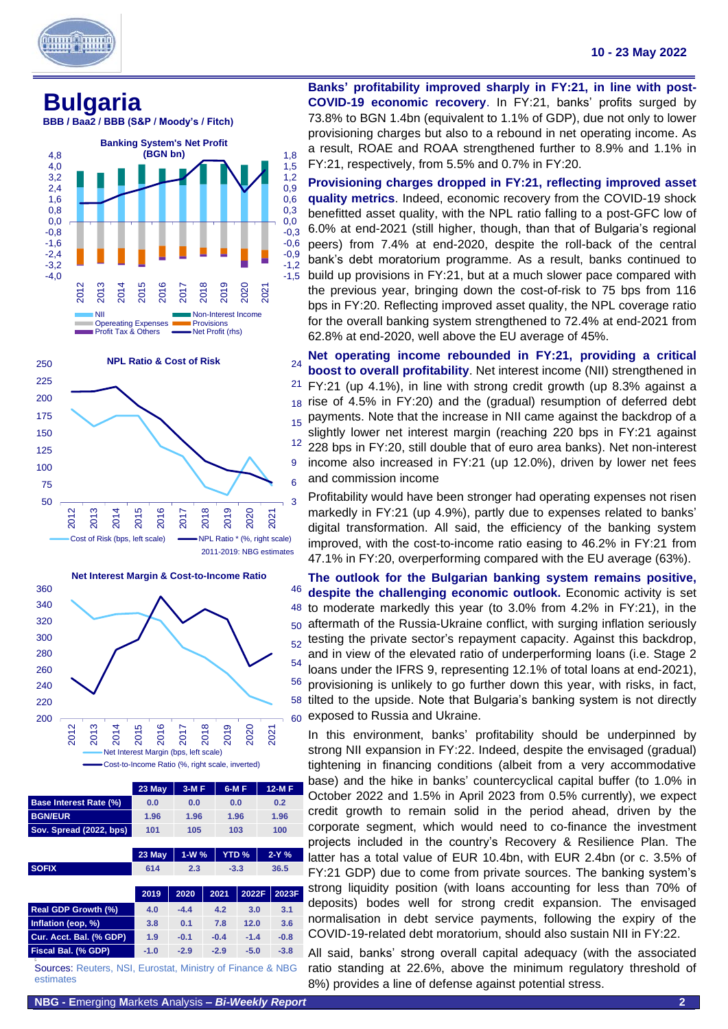# Bulgaria

**BBB / Baa2 / BBB (S&P / Moody's / Fitch)**

**Banking System's Net Profit (BGN bn)**

NII | Non-Interest Income | Operating Expenses | Provisions | Profit Tax & Others | Net Profit (rhs)

**NPL Ratio & Cost of Risk**

Cost of Risk (bps, left scale) | NPL Ratio * (%, right scale)

2011-2019: NBG estimates

**Net Interest Margin & Cost-to-Income Ratio**

Net Interest Margin (bps, left scale) | Cost-to-Income Ratio (%, right scale, inverted)

| | 23 May | 3-M F | 6-M F | 12-M F |
|---|---|---|---|---|
| Base Interest Rate (%) | 0.0 | 0.0 | 0.0 | 0.2 |
| BGN/EUR | 1.96 | 1.96 | 1.96 | 1.96 |
| Sov. Spread (2022, bps) | 101 | 105 | 103 | 100 |

| | 23 May | 1-W % | YTD % | 2-Y % |
|---|---|---|---|---|
| SOFIX | 614 | 2.3 | -3.3 | 36.5 |

| | 2019 | 2020 | 2021 | 2022F | 2023F |
|---|---|---|---|---|---|
| Real GDP Growth (%) | 4.0 | -4.4 | 4.2 | 3.0 | 3.1 |
| Inflation (eop, %) | 3.8 | 0.1 | 7.8 | 12.0 | 3.6 |
| Cur. Acct. Bal. (% GDP) | 1.9 | -0.1 | -0.4 | -1.4 | -0.8 |
| Fiscal Bal. (% GDP) | -1.0 | -2.9 | -2.9 | -5.0 | -3.8 |

Sources: Reuters, NSI, Eurostat, Ministry of Finance & NBG estimates

**Banks' profitability improved sharply in FY:21, in line with post-COVID-19 economic recovery**. In FY:21, banks' profits surged by 73.8% to BGN 1.4bn (equivalent to 1.1% of GDP), due not only to lower provisioning charges but also to a rebound in net operating income. As a result, ROAE and ROAA strengthened further to 8.9% and 1.1% in FY:21, respectively, from 5.5% and 0.7% in FY:20.

**Provisioning charges dropped in FY:21, reflecting improved asset quality metrics**. Indeed, economic recovery from the COVID-19 shock benefitted asset quality, with the NPL ratio falling to a post-GFC low of 6.0% at end-2021 (still higher, though, than that of Bulgaria's regional peers) from 7.4% at end-2020, despite the roll-back of the central bank's debt moratorium programme. As a result, banks continued to build up provisions in FY:21, but at a much slower pace compared with the previous year, bringing down the cost-of-risk to 75 bps from 116 bps in FY:20. Reflecting improved asset quality, the NPL coverage ratio for the overall banking system strengthened to 72.4% at end-2021 from 62.8% at end-2020, well above the EU average of 45%.

**Net operating income rebounded in FY:21, providing a critical boost to overall profitability**. Net interest income (NII) strengthened in FY:21 (up 4.1%), in line with strong credit growth (up 8.3% against a rise of 4.5% in FY:20) and the (gradual) resumption of deferred debt payments. Note that the increase in NII came against the backdrop of a slightly lower net interest margin (reaching 220 bps in FY:21 against 228 bps in FY:20, still double that of euro area banks). Net non-interest income also increased in FY:21 (up 12.0%), driven by lower net fees and commission income

Profitability would have been stronger had operating expenses not risen markedly in FY:21 (up 4.9%), partly due to expenses related to banks' digital transformation. All said, the efficiency of the banking system improved, with the cost-to-income ratio easing to 46.2% in FY:21 from 47.1% in FY:20, overperforming compared with the EU average (63%).

**The outlook for the Bulgarian banking system remains positive, despite the challenging economic outlook.** Economic activity is set to moderate markedly this year (to 3.0% from 4.2% in FY:21), in the aftermath of the Russia-Ukraine conflict, with surging inflation seriously testing the private sector's repayment capacity. Against this backdrop, and in view of the elevated ratio of underperforming loans (i.e. Stage 2 loans under the IFRS 9, representing 12.1% of total loans at end-2021), provisioning is unlikely to go further down this year, with risks, in fact, tilted to the upside. Note that Bulgaria's banking system is not directly exposed to Russia and Ukraine.

In this environment, banks' profitability should be underpinned by strong NII expansion in FY:22. Indeed, despite the envisaged (gradual) tightening in financing conditions (albeit from a very accommodative base) and the hike in banks' countercyclical capital buffer (to 1.0% in October 2022 and 1.5% in April 2023 from 0.5% currently), we expect credit growth to remain solid in the period ahead, driven by the corporate segment, which would need to co-finance the investment projects included in the country's Recovery & Resilience Plan. The latter has a total value of EUR 10.4bn, with EUR 2.4bn (or c. 3.5% of FY:21 GDP) due to come from private sources. The banking system's strong liquidity position (with loans accounting for less than 70% of deposits) bodes well for strong credit expansion. The envisaged normalisation in debt service payments, following the expiry of the COVID-19-related debt moratorium, should also sustain NII in FY:22.

All said, banks' strong overall capital adequacy (with the associated ratio standing at 22.6%, above the minimum regulatory threshold of 8%) provides a line of defense against potential stress.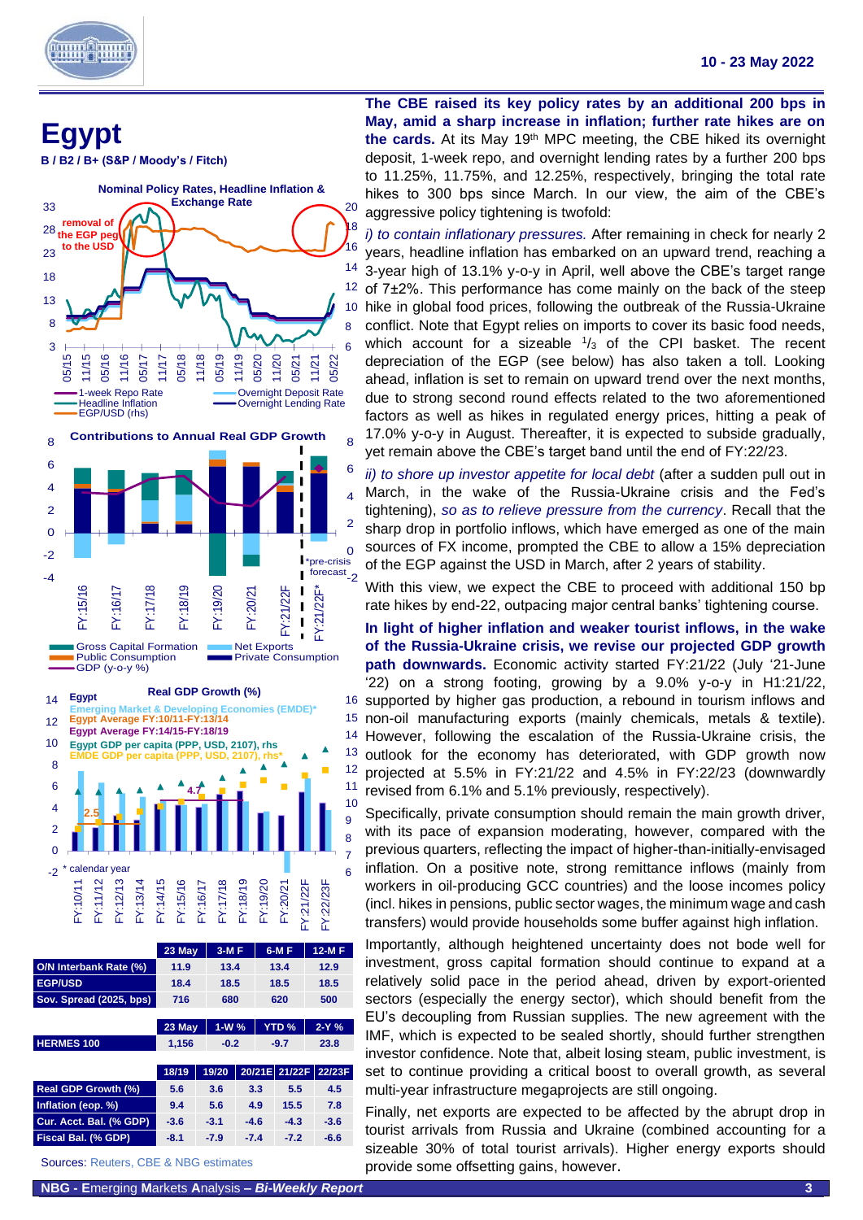# Egypt

B / B2 / B+ (S&P / Moody's / Fitch)

**The CBE raised its key policy rates by an additional 200 bps in May, amid a sharp increase in inflation; further rate hikes are on the cards.** At its May 19th MPC meeting, the CBE hiked its overnight deposit, 1-week repo, and overnight lending rates by a further 200 bps to 11.25%, 11.75%, and 12.25%, respectively, bringing the total rate hikes to 300 bps since March. In our view, the aim of the CBE's aggressive policy tightening is twofold:

*i) to contain inflationary pressures.* After remaining in check for nearly 2 years, headline inflation has embarked on an upward trend, reaching a 3-year high of 13.1% y-o-y in April, well above the CBE's target range of 7±2%. This performance has come mainly on the back of the steep hike in global food prices, following the outbreak of the Russia-Ukraine conflict. Note that Egypt relies on imports to cover its basic food needs, which account for a sizeable 1/3 of the CPI basket. The recent depreciation of the EGP (see below) has also taken a toll. Looking ahead, inflation is set to remain on upward trend over the next months, due to strong second round effects related to the two aforementioned factors as well as hikes in regulated energy prices, hitting a peak of 17.0% y-o-y in August. Thereafter, it is expected to subside gradually, yet remain above the CBE's target band until the end of FY:22/23.

*ii) to shore up investor appetite for local debt* (after a sudden pull out in March, in the wake of the Russia-Ukraine crisis and the Fed's tightening), *so as to relieve pressure from the currency*. Recall that the sharp drop in portfolio inflows, which have emerged as one of the main sources of FX income, prompted the CBE to allow a 15% depreciation of the EGP against the USD in March, after 2 years of stability.

With this view, we expect the CBE to proceed with additional 150 bp rate hikes by end-22, outpacing major central banks' tightening course.

**In light of higher inflation and weaker tourist inflows, in the wake of the Russia-Ukraine crisis, we revise our projected GDP growth path downwards.** Economic activity started FY:21/22 (July '21-June '22) on a strong footing, growing by a 9.0% y-o-y in H1:21/22, supported by higher gas production, a rebound in tourism inflows and non-oil manufacturing exports (mainly chemicals, metals & textile). However, following the escalation of the Russia-Ukraine crisis, the outlook for the economy has deteriorated, with GDP growth now projected at 5.5% in FY:21/22 and 4.5% in FY:22/23 (downwardly revised from 6.1% and 5.1% previously, respectively).

Specifically, private consumption should remain the main growth driver, with its pace of expansion moderating, however, compared with the previous quarters, reflecting the impact of higher-than-initially-envisaged inflation. On a positive note, strong remittance inflows (mainly from workers in oil-producing GCC countries) and the loose incomes policy (incl. hikes in pensions, public sector wages, the minimum wage and cash transfers) would provide households some buffer against high inflation.

Importantly, although heightened uncertainty does not bode well for investment, gross capital formation should continue to expand at a relatively solid pace in the period ahead, driven by export-oriented sectors (especially the energy sector), which should benefit from the EU's decoupling from Russian supplies. The new agreement with the IMF, which is expected to be sealed shortly, should further strengthen investor confidence. Note that, albeit losing steam, public investment, is set to continue providing a critical boost to overall growth, as several multi-year infrastructure megaprojects are still ongoing.

Finally, net exports are expected to be affected by the abrupt drop in tourist arrivals from Russia and Ukraine (combined accounting for a sizeable 30% of total tourist arrivals). Higher energy exports should provide some offsetting gains, however.

**Nominal Policy Rates, Headline Inflation & Exchange Rate**

**Contributions to Annual Real GDP Growth**

**Real GDP Growth (%)**

| | 23 May | 3-M F | 6-M F | 12-M F |
|---|---|---|---|---|
| O/N Interbank Rate (%) | 11.9 | 13.4 | 13.4 | 12.9 |
| EGP/USD | 18.4 | 18.5 | 18.5 | 18.5 |
| Sov. Spread (2025, bps) | 716 | 680 | 620 | 500 |

| | 23 May | 1-W % | YTD % | 2-Y % |
|---|---|---|---|---|
| HERMES 100 | 1,156 | -0.2 | -9.7 | 23.8 |

| | 18/19 | 19/20 | 20/21E | 21/22F | 22/23F |
|---|---|---|---|---|---|
| Real GDP Growth (%) | 5.6 | 3.6 | 3.3 | 5.5 | 4.5 |
| Inflation (eop. %) | 9.4 | 5.6 | 4.9 | 15.5 | 7.8 |
| Cur. Acct. Bal. (% GDP) | -3.6 | -3.1 | -4.6 | -4.3 | -3.6 |
| Fiscal Bal. (% GDP) | -8.1 | -7.9 | -7.4 | -7.2 | -6.6 |

Sources: Reuters, CBE & NBG estimates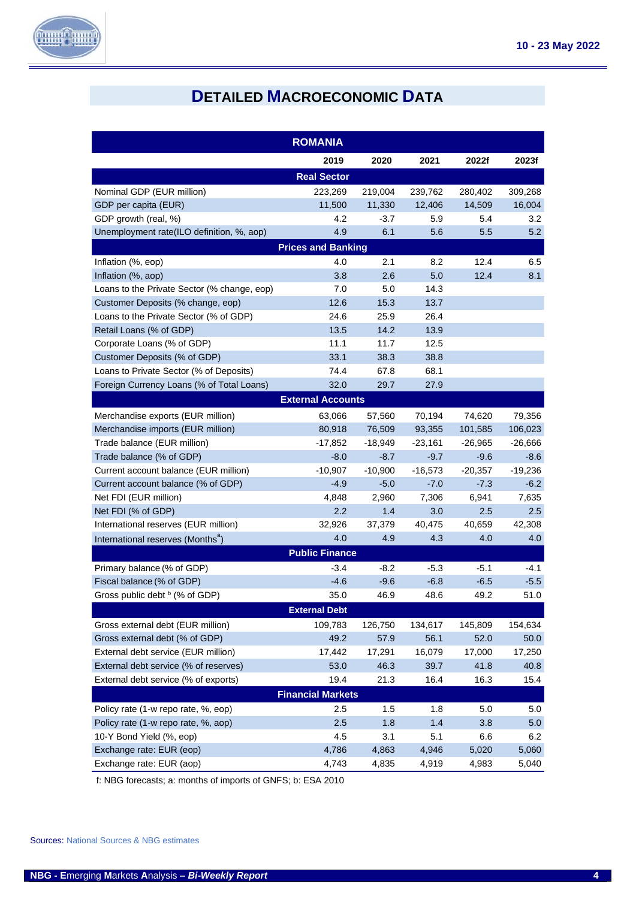# DETAILED MACROECONOMIC DATA

| ROMANIA | | | | | |
|---|---|---|---|---|---|
| | 2019 | 2020 | 2021 | 2022f | 2023f |
| **Real Sector** | | | | | |
| Nominal GDP (EUR million) | 223,269 | 219,004 | 239,762 | 280,402 | 309,268 |
| GDP per capita (EUR) | 11,500 | 11,330 | 12,406 | 14,509 | 16,004 |
| GDP growth (real, %) | 4.2 | -3.7 | 5.9 | 5.4 | 3.2 |
| Unemployment rate(ILO definition, %, aop) | 4.9 | 6.1 | 5.6 | 5.5 | 5.2 |
| **Prices and Banking** | | | | | |
| Inflation (%, eop) | 4.0 | 2.1 | 8.2 | 12.4 | 6.5 |
| Inflation (%, aop) | 3.8 | 2.6 | 5.0 | 12.4 | 8.1 |
| Loans to the Private Sector (% change, eop) | 7.0 | 5.0 | 14.3 | | |
| Customer Deposits (% change, eop) | 12.6 | 15.3 | 13.7 | | |
| Loans to the Private Sector (% of GDP) | 24.6 | 25.9 | 26.4 | | |
| Retail Loans (% of GDP) | 13.5 | 14.2 | 13.9 | | |
| Corporate Loans (% of GDP) | 11.1 | 11.7 | 12.5 | | |
| Customer Deposits (% of GDP) | 33.1 | 38.3 | 38.8 | | |
| Loans to Private Sector (% of Deposits) | 74.4 | 67.8 | 68.1 | | |
| Foreign Currency Loans (% of Total Loans) | 32.0 | 29.7 | 27.9 | | |
| **External Accounts** | | | | | |
| Merchandise exports (EUR million) | 63,066 | 57,560 | 70,194 | 74,620 | 79,356 |
| Merchandise imports (EUR million) | 80,918 | 76,509 | 93,355 | 101,585 | 106,023 |
| Trade balance (EUR million) | -17,852 | -18,949 | -23,161 | -26,965 | -26,666 |
| Trade balance (% of GDP) | -8.0 | -8.7 | -9.7 | -9.6 | -8.6 |
| Current account balance (EUR million) | -10,907 | -10,900 | -16,573 | -20,357 | -19,236 |
| Current account balance (% of GDP) | -4.9 | -5.0 | -7.0 | -7.3 | -6.2 |
| Net FDI (EUR million) | 4,848 | 2,960 | 7,306 | 6,941 | 7,635 |
| Net FDI (% of GDP) | 2.2 | 1.4 | 3.0 | 2.5 | 2.5 |
| International reserves (EUR million) | 32,926 | 37,379 | 40,475 | 40,659 | 42,308 |
| International reserves (Months[a]) | 4.0 | 4.9 | 4.3 | 4.0 | 4.0 |
| **Public Finance** | | | | | |
| Primary balance (% of GDP) | -3.4 | -8.2 | -5.3 | -5.1 | -4.1 |
| Fiscal balance (% of GDP) | -4.6 | -9.6 | -6.8 | -6.5 | -5.5 |
| Gross public debt [b] (% of GDP) | 35.0 | 46.9 | 48.6 | 49.2 | 51.0 |
| **External Debt** | | | | | |
| Gross external debt (EUR million) | 109,783 | 126,750 | 134,617 | 145,809 | 154,634 |
| Gross external debt (% of GDP) | 49.2 | 57.9 | 56.1 | 52.0 | 50.0 |
| External debt service (EUR million) | 17,442 | 17,291 | 16,079 | 17,000 | 17,250 |
| External debt service (% of reserves) | 53.0 | 46.3 | 39.7 | 41.8 | 40.8 |
| External debt service (% of exports) | 19.4 | 21.3 | 16.4 | 16.3 | 15.4 |
| **Financial Markets** | | | | | |
| Policy rate (1-w repo rate, %, eop) | 2.5 | 1.5 | 1.8 | 5.0 | 5.0 |
| Policy rate (1-w repo rate, %, aop) | 2.5 | 1.8 | 1.4 | 3.8 | 5.0 |
| 10-Y Bond Yield (%, eop) | 4.5 | 3.1 | 5.1 | 6.6 | 6.2 |
| Exchange rate: EUR (eop) | 4,786 | 4,863 | 4,946 | 5,020 | 5,060 |
| Exchange rate: EUR (aop) | 4,743 | 4,835 | 4,919 | 4,983 | 5,040 |

f: NBG forecasts; a: months of imports of GNFS; b: ESA 2010

Sources: National Sources & NBG estimates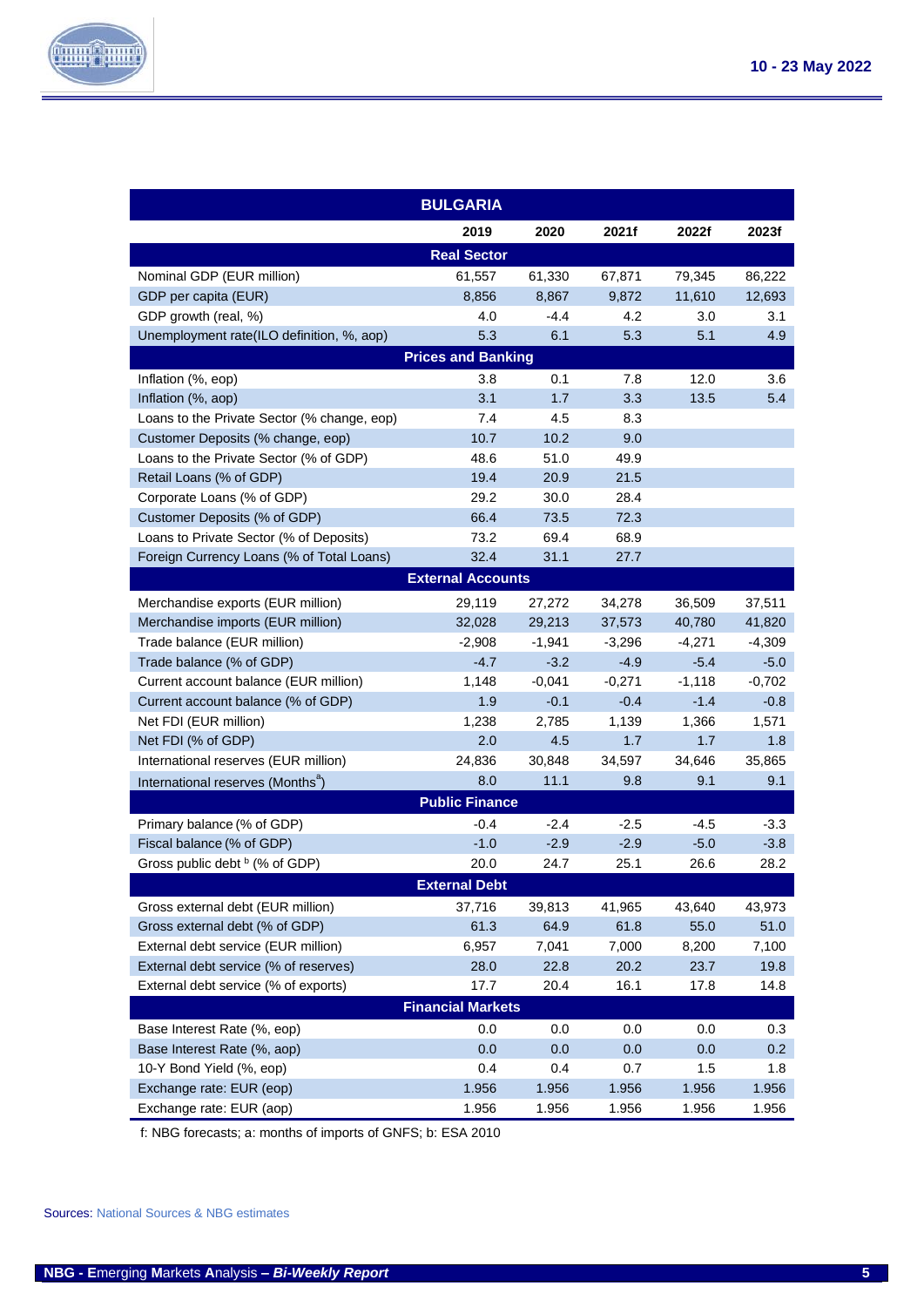| BULGARIA | | | | | |
|---|---|---|---|---|---|
| | 2019 | 2020 | 2021f | 2022f | 2023f |
| **Real Sector** | | | | | |
| Nominal GDP (EUR million) | 61,557 | 61,330 | 67,871 | 79,345 | 86,222 |
| GDP per capita (EUR) | 8,856 | 8,867 | 9,872 | 11,610 | 12,693 |
| GDP growth (real, %) | 4.0 | -4.4 | 4.2 | 3.0 | 3.1 |
| Unemployment rate(ILO definition, %, aop) | 5.3 | 6.1 | 5.3 | 5.1 | 4.9 |
| **Prices and Banking** | | | | | |
| Inflation (%, eop) | 3.8 | 0.1 | 7.8 | 12.0 | 3.6 |
| Inflation (%, aop) | 3.1 | 1.7 | 3.3 | 13.5 | 5.4 |
| Loans to the Private Sector (% change, eop) | 7.4 | 4.5 | 8.3 | | |
| Customer Deposits (% change, eop) | 10.7 | 10.2 | 9.0 | | |
| Loans to the Private Sector (% of GDP) | 48.6 | 51.0 | 49.9 | | |
| Retail Loans (% of GDP) | 19.4 | 20.9 | 21.5 | | |
| Corporate Loans (% of GDP) | 29.2 | 30.0 | 28.4 | | |
| Customer Deposits (% of GDP) | 66.4 | 73.5 | 72.3 | | |
| Loans to Private Sector (% of Deposits) | 73.2 | 69.4 | 68.9 | | |
| Foreign Currency Loans (% of Total Loans) | 32.4 | 31.1 | 27.7 | | |
| **External Accounts** | | | | | |
| Merchandise exports (EUR million) | 29,119 | 27,272 | 34,278 | 36,509 | 37,511 |
| Merchandise imports (EUR million) | 32,028 | 29,213 | 37,573 | 40,780 | 41,820 |
| Trade balance (EUR million) | -2,908 | -1,941 | -3,296 | -4,271 | -4,309 |
| Trade balance (% of GDP) | -4.7 | -3.2 | -4.9 | -5.4 | -5.0 |
| Current account balance (EUR million) | 1,148 | -0,041 | -0,271 | -1,118 | -0,702 |
| Current account balance (% of GDP) | 1.9 | -0.1 | -0.4 | -1.4 | -0.8 |
| Net FDI (EUR million) | 1,238 | 2,785 | 1,139 | 1,366 | 1,571 |
| Net FDI (% of GDP) | 2.0 | 4.5 | 1.7 | 1.7 | 1.8 |
| International reserves (EUR million) | 24,836 | 30,848 | 34,597 | 34,646 | 35,865 |
| International reserves (Months[a]) | 8.0 | 11.1 | 9.8 | 9.1 | 9.1 |
| **Public Finance** | | | | | |
| Primary balance (% of GDP) | -0.4 | -2.4 | -2.5 | -4.5 | -3.3 |
| Fiscal balance (% of GDP) | -1.0 | -2.9 | -2.9 | -5.0 | -3.8 |
| Gross public debt [b] (% of GDP) | 20.0 | 24.7 | 25.1 | 26.6 | 28.2 |
| **External Debt** | | | | | |
| Gross external debt (EUR million) | 37,716 | 39,813 | 41,965 | 43,640 | 43,973 |
| Gross external debt (% of GDP) | 61.3 | 64.9 | 61.8 | 55.0 | 51.0 |
| External debt service (EUR million) | 6,957 | 7,041 | 7,000 | 8,200 | 7,100 |
| External debt service (% of reserves) | 28.0 | 22.8 | 20.2 | 23.7 | 19.8 |
| External debt service (% of exports) | 17.7 | 20.4 | 16.1 | 17.8 | 14.8 |
| **Financial Markets** | | | | | |
| Base Interest Rate (%, eop) | 0.0 | 0.0 | 0.0 | 0.0 | 0.3 |
| Base Interest Rate (%, aop) | 0.0 | 0.0 | 0.0 | 0.0 | 0.2 |
| 10-Y Bond Yield (%, eop) | 0.4 | 0.4 | 0.7 | 1.5 | 1.8 |
| Exchange rate: EUR (eop) | 1.956 | 1.956 | 1.956 | 1.956 | 1.956 |
| Exchange rate: EUR (aop) | 1.956 | 1.956 | 1.956 | 1.956 | 1.956 |

f: NBG forecasts; a: months of imports of GNFS; b: ESA 2010

Sources: National Sources & NBG estimates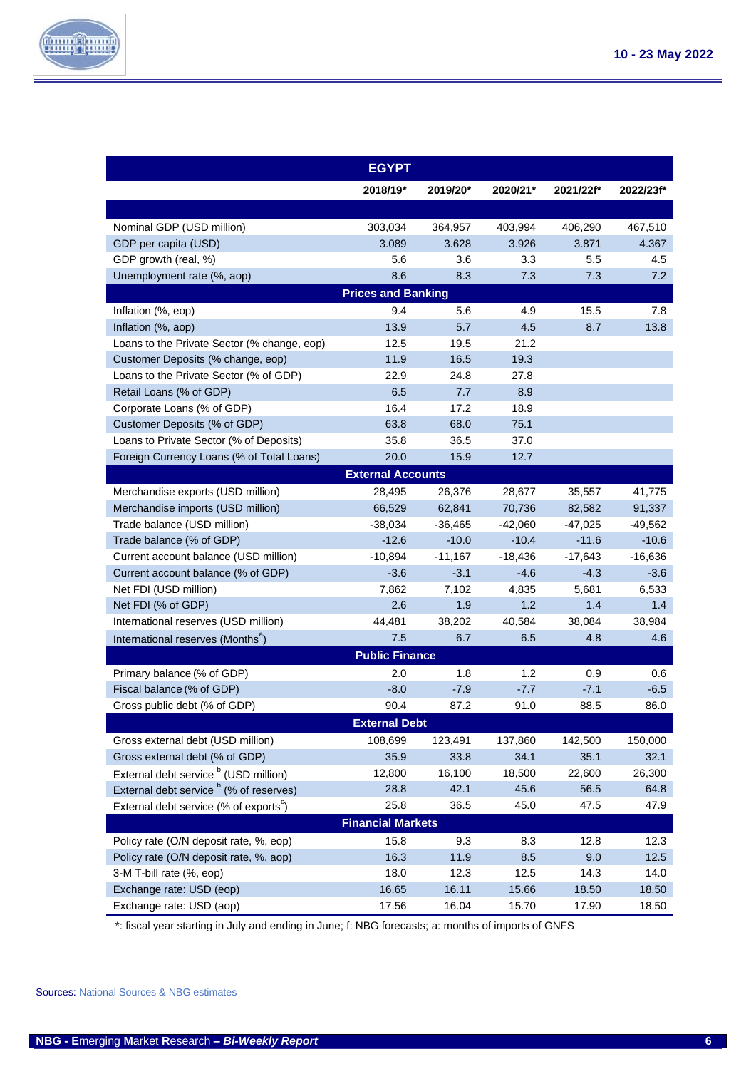| EGYPT | | | | | |
|---|---|---|---|---|---|
| | 2018/19* | 2019/20* | 2020/21* | 2021/22f* | 2022/23f* |
| Nominal GDP (USD million) | 303,034 | 364,957 | 403,994 | 406,290 | 467,510 |
| GDP per capita (USD) | 3.089 | 3.628 | 3.926 | 3.871 | 4.367 |
| GDP growth (real, %) | 5.6 | 3.6 | 3.3 | 5.5 | 4.5 |
| Unemployment rate (%, aop) | 8.6 | 8.3 | 7.3 | 7.3 | 7.2 |
| **Prices and Banking** | | | | | |
| Inflation (%, eop) | 9.4 | 5.6 | 4.9 | 15.5 | 7.8 |
| Inflation (%, aop) | 13.9 | 5.7 | 4.5 | 8.7 | 13.8 |
| Loans to the Private Sector (% change, eop) | 12.5 | 19.5 | 21.2 | | |
| Customer Deposits (% change, eop) | 11.9 | 16.5 | 19.3 | | |
| Loans to the Private Sector (% of GDP) | 22.9 | 24.8 | 27.8 | | |
| Retail Loans (% of GDP) | 6.5 | 7.7 | 8.9 | | |
| Corporate Loans (% of GDP) | 16.4 | 17.2 | 18.9 | | |
| Customer Deposits (% of GDP) | 63.8 | 68.0 | 75.1 | | |
| Loans to Private Sector (% of Deposits) | 35.8 | 36.5 | 37.0 | | |
| Foreign Currency Loans (% of Total Loans) | 20.0 | 15.9 | 12.7 | | |
| **External Accounts** | | | | | |
| Merchandise exports (USD million) | 28,495 | 26,376 | 28,677 | 35,557 | 41,775 |
| Merchandise imports (USD million) | 66,529 | 62,841 | 70,736 | 82,582 | 91,337 |
| Trade balance (USD million) | -38,034 | -36,465 | -42,060 | -47,025 | -49,562 |
| Trade balance (% of GDP) | -12.6 | -10.0 | -10.4 | -11.6 | -10.6 |
| Current account balance (USD million) | -10,894 | -11,167 | -18,436 | -17,643 | -16,636 |
| Current account balance (% of GDP) | -3.6 | -3.1 | -4.6 | -4.3 | -3.6 |
| Net FDI (USD million) | 7,862 | 7,102 | 4,835 | 5,681 | 6,533 |
| Net FDI (% of GDP) | 2.6 | 1.9 | 1.2 | 1.4 | 1.4 |
| International reserves (USD million) | 44,481 | 38,202 | 40,584 | 38,084 | 38,984 |
| International reserves (Months[a]) | 7.5 | 6.7 | 6.5 | 4.8 | 4.6 |
| **Public Finance** | | | | | |
| Primary balance (% of GDP) | 2.0 | 1.8 | 1.2 | 0.9 | 0.6 |
| Fiscal balance (% of GDP) | -8.0 | -7.9 | -7.7 | -7.1 | -6.5 |
| Gross public debt (% of GDP) | 90.4 | 87.2 | 91.0 | 88.5 | 86.0 |
| **External Debt** | | | | | |
| Gross external debt (USD million) | 108,699 | 123,491 | 137,860 | 142,500 | 150,000 |
| Gross external debt (% of GDP) | 35.9 | 33.8 | 34.1 | 35.1 | 32.1 |
| External debt service [b] (USD million) | 12,800 | 16,100 | 18,500 | 22,600 | 26,300 |
| External debt service [b] (% of reserves) | 28.8 | 42.1 | 45.6 | 56.5 | 64.8 |
| External debt service (% of exports[c]) | 25.8 | 36.5 | 45.0 | 47.5 | 47.9 |
| **Financial Markets** | | | | | |
| Policy rate (O/N deposit rate, %, eop) | 15.8 | 9.3 | 8.3 | 12.8 | 12.3 |
| Policy rate (O/N deposit rate, %, aop) | 16.3 | 11.9 | 8.5 | 9.0 | 12.5 |
| 3-M T-bill rate (%, eop) | 18.0 | 12.3 | 12.5 | 14.3 | 14.0 |
| Exchange rate: USD (eop) | 16.65 | 16.11 | 15.66 | 18.50 | 18.50 |
| Exchange rate: USD (aop) | 17.56 | 16.04 | 15.70 | 17.90 | 18.50 |

*: fiscal year starting in July and ending in June; f: NBG forecasts; a: months of imports of GNFS

Sources: National Sources & NBG estimates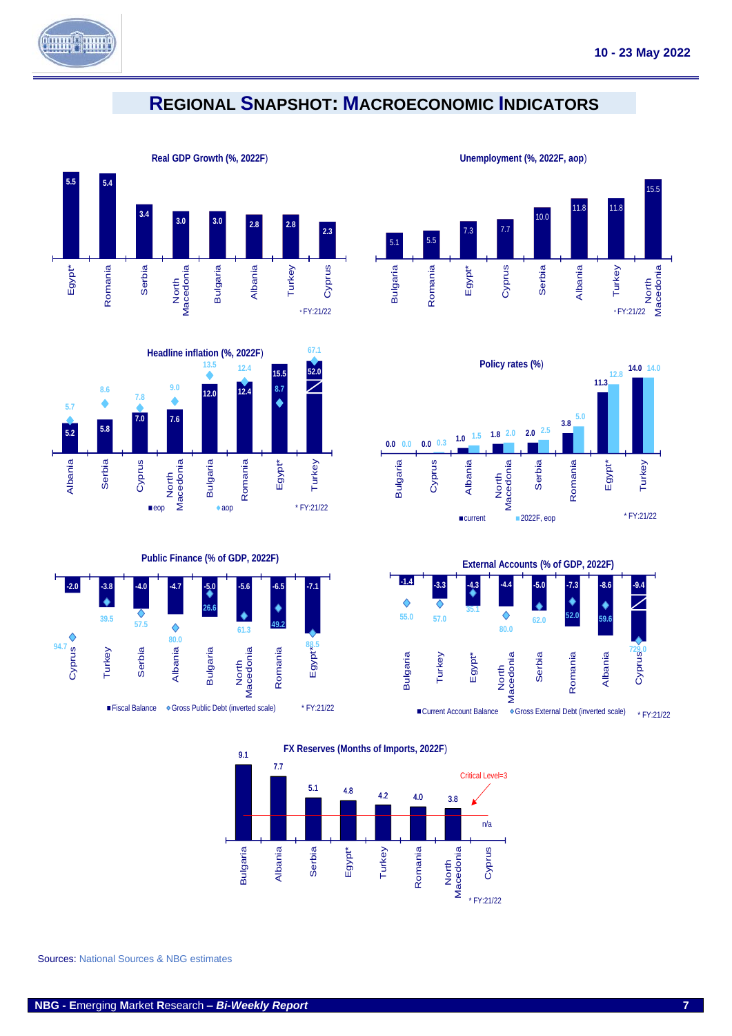# REGIONAL SNAPSHOT: MACROECONOMIC INDICATORS

**Real GDP Growth (%, 2022F)**

| Country | Value |
|---|---|
| Egypt* | 5.5 |
| Romania | 5.4 |
| Serbia | 3.4 |
| North Macedonia | 3.0 |
| Bulgaria | 3.0 |
| Albania | 2.8 |
| Turkey | 2.8 |
| Cyprus | 2.3 |

\* FY:21/22

**Unemployment (%, 2022F, aop)**

| Country | Value |
|---|---|
| Bulgaria | 5.1 |
| Romania | 5.5 |
| Egypt* | 7.3 |
| Cyprus | 7.7 |
| Serbia | 10.0 |
| Albania | 11.8 |
| Turkey | 11.8 |
| North Macedonia | 15.5 |

\* FY:21/22

**Headline inflation (%, 2022F)**

| Country | eop | aop |
|---|---|---|
| Albania | 5.2 | 5.7 |
| Serbia | 5.8 | 8.6 |
| Cyprus | 7.0 | 7.8 |
| North Macedonia | 7.6 | 9.0 |
| Bulgaria | 12.0 | 13.5 |
| Romania | 12.4 | 12.4 |
| Egypt* | 15.5 | 8.7 |
| Turkey | 52.0 | 67.1 |

\* FY:21/22

**Policy rates (%)**

| Country | current | 2022F, eop |
|---|---|---|
| Bulgaria | 0.0 | 0.0 |
| Cyprus | 0.0 | 0.3 |
| Albania | 1.0 | 1.5 |
| North Macedonia | 1.8 | 2.0 |
| Serbia | 2.0 | 2.5 |
| Romania | 3.8 | 5.0 |
| Egypt* | 11.3 | 12.8 |
| Turkey | 14.0 | 14.0 |

\* FY:21/22

**Public Finance (% of GDP, 2022F)**

| Country | Fiscal Balance | Gross Public Debt (inverted scale) |
|---|---|---|
| Cyprus | -2.0 | 94.7 |
| Turkey | -3.8 | 39.5 |
| Serbia | -4.0 | 57.5 |
| Albania | -4.7 | 80.0 |
| Bulgaria | -5.0 | 26.6 |
| North Macedonia | -5.6 | 61.3 |
| Romania | -6.5 | 49.2 |
| Egypt* | -7.1 | 88.5 |

\* FY:21/22

**External Accounts (% of GDP, 2022F)**

| Country | Current Account Balance | Gross External Debt (inverted scale) |
|---|---|---|
| Bulgaria | -1.4 | 55.0 |
| Turkey | -3.3 | 57.0 |
| Egypt* | -4.3 | 35.1 |
| North Macedonia | -4.4 | 80.0 |
| Serbia | -5.0 | 62.0 |
| Romania | -7.3 | 52.0 |
| Albania | -8.6 | 59.6 |
| Cyprus | -9.4 | 720.0 |

\* FY:21/22

**FX Reserves (Months of Imports, 2022F)**

| Country | Value |
|---|---|
| Bulgaria | 9.1 |
| Albania | 7.7 |
| Serbia | 5.1 |
| Egypt* | 4.8 |
| Turkey | 4.2 |
| Romania | 4.0 |
| North Macedonia | 3.8 |
| Cyprus | n/a |

Critical Level=3

\* FY:21/22

Sources: National Sources & NBG estimates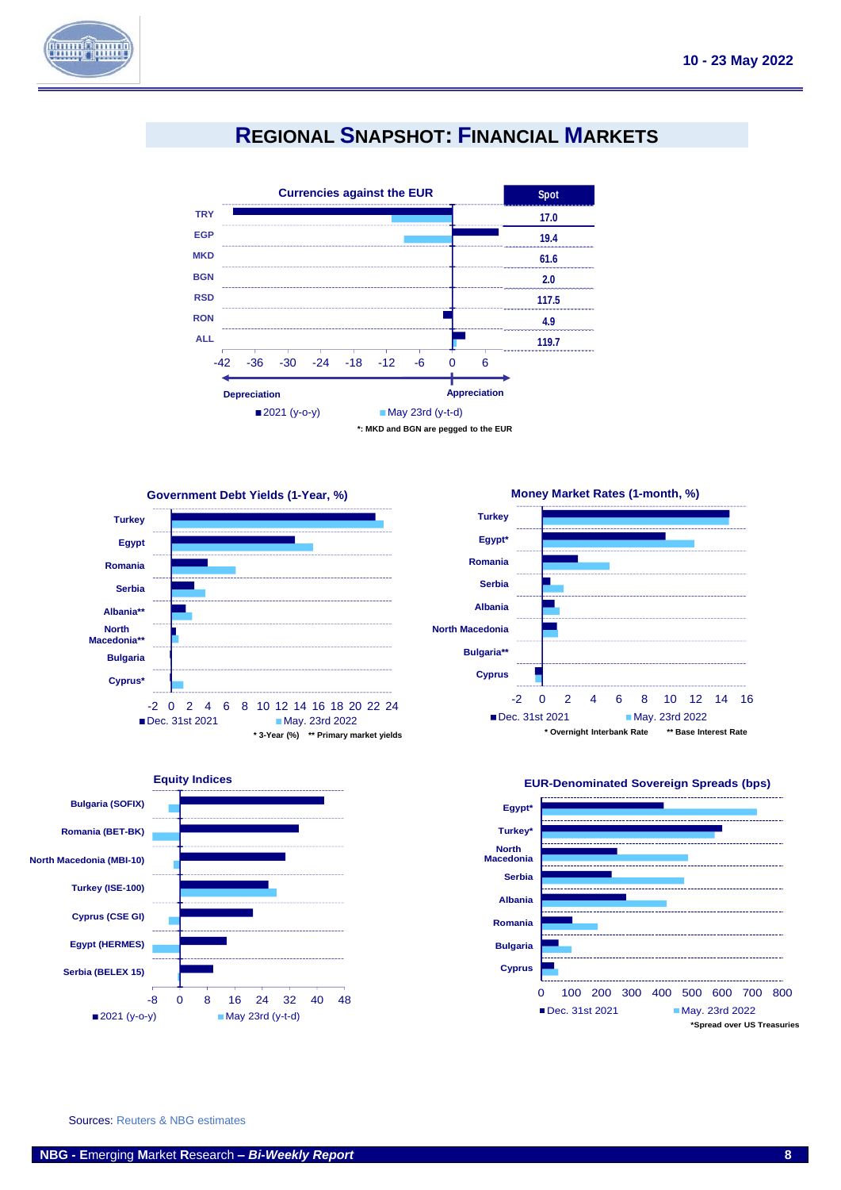# REGIONAL SNAPSHOT: FINANCIAL MARKETS

**Currencies against the EUR**

| | Spot |
|---|---|
| TRY | 17.0 |
| EGP | 19.4 |
| MKD | 61.6 |
| BGN | 2.0 |
| RSD | 117.5 |
| RON | 4.9 |
| ALL | 119.7 |

Depreciation ← → Appreciation

■ 2021 (y-o-y) ■ May 23rd (y-t-d)

*: MKD and BGN are pegged to the EUR

**Government Debt Yields (1-Year, %)**

Turkey, Egypt, Romania, Serbia, Albania**, North Macedonia**, Bulgaria, Cyprus*

■ Dec. 31st 2021 ■ May. 23rd 2022

* 3-Year (%) ** Primary market yields

**Money Market Rates (1-month, %)**

Turkey, Egypt*, Romania, Serbia, Albania, North Macedonia, Bulgaria**, Cyprus

■ Dec. 31st 2021 ■ May. 23rd 2022

* Overnight Interbank Rate ** Base Interest Rate

**Equity Indices**

Bulgaria (SOFIX), Romania (BET-BK), North Macedonia (MBI-10), Turkey (ISE-100), Cyprus (CSE GI), Egypt (HERMES), Serbia (BELEX 15)

■ 2021 (y-o-y) ■ May 23rd (y-t-d)

**EUR-Denominated Sovereign Spreads (bps)**

Egypt*, Turkey*, North Macedonia, Serbia, Albania, Romania, Bulgaria, Cyprus

■ Dec. 31st 2021 ■ May. 23rd 2022

*Spread over US Treasuries

Sources: Reuters & NBG estimates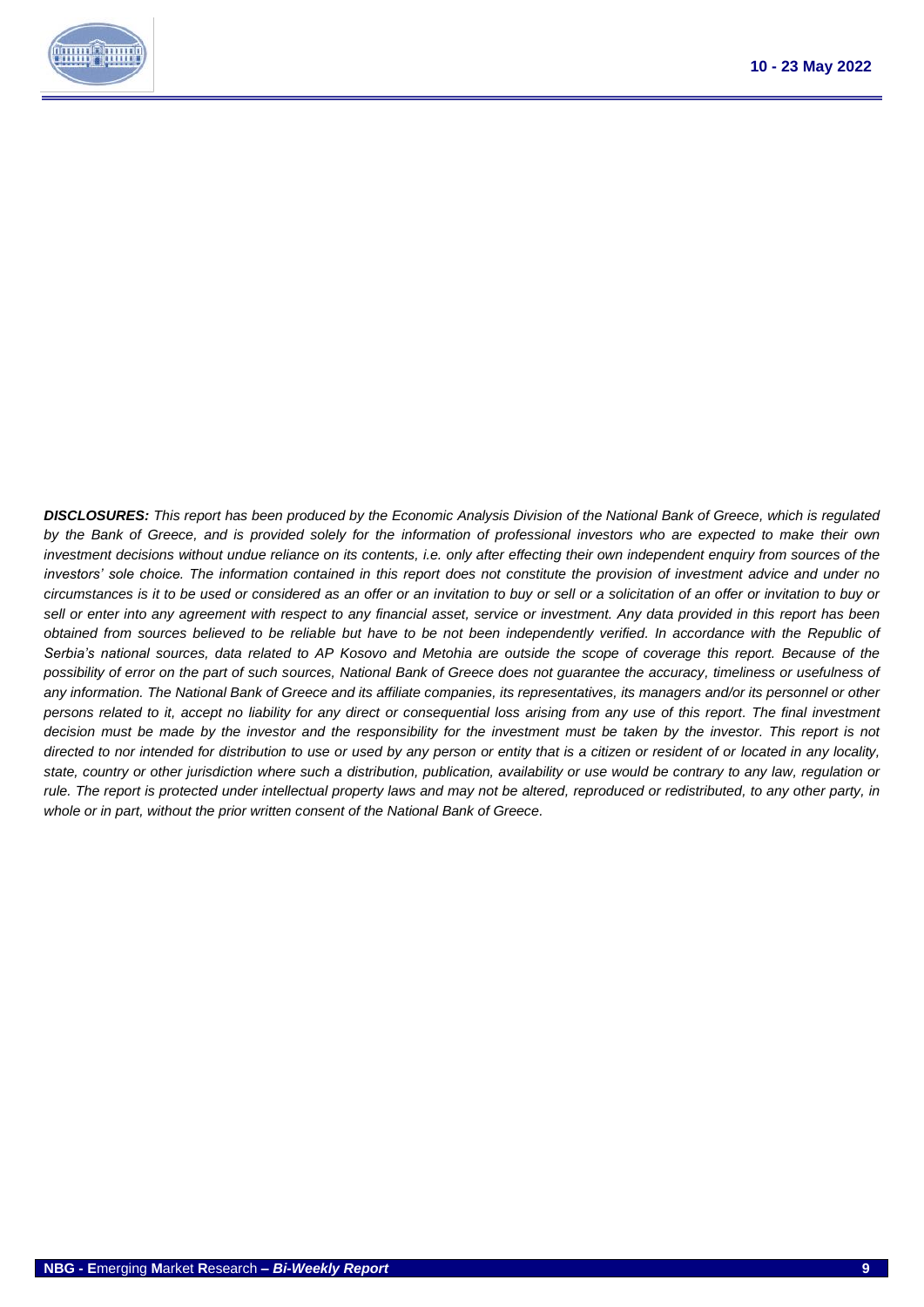***DISCLOSURES:*** *This report has been produced by the Economic Analysis Division of the National Bank of Greece, which is regulated by the Bank of Greece, and is provided solely for the information of professional investors who are expected to make their own investment decisions without undue reliance on its contents, i.e. only after effecting their own independent enquiry from sources of the investors' sole choice. The information contained in this report does not constitute the provision of investment advice and under no circumstances is it to be used or considered as an offer or an invitation to buy or sell or a solicitation of an offer or invitation to buy or sell or enter into any agreement with respect to any financial asset, service or investment. Any data provided in this report has been obtained from sources believed to be reliable but have to be not been independently verified. In accordance with the Republic of Serbia's national sources, data related to AP Kosovo and Metohia are outside the scope of coverage this report. Because of the possibility of error on the part of such sources, National Bank of Greece does not guarantee the accuracy, timeliness or usefulness of any information. The National Bank of Greece and its affiliate companies, its representatives, its managers and/or its personnel or other persons related to it, accept no liability for any direct or consequential loss arising from any use of this report. The final investment decision must be made by the investor and the responsibility for the investment must be taken by the investor. This report is not directed to nor intended for distribution to use or used by any person or entity that is a citizen or resident of or located in any locality, state, country or other jurisdiction where such a distribution, publication, availability or use would be contrary to any law, regulation or rule. The report is protected under intellectual property laws and may not be altered, reproduced or redistributed, to any other party, in whole or in part, without the prior written consent of the National Bank of Greece.*